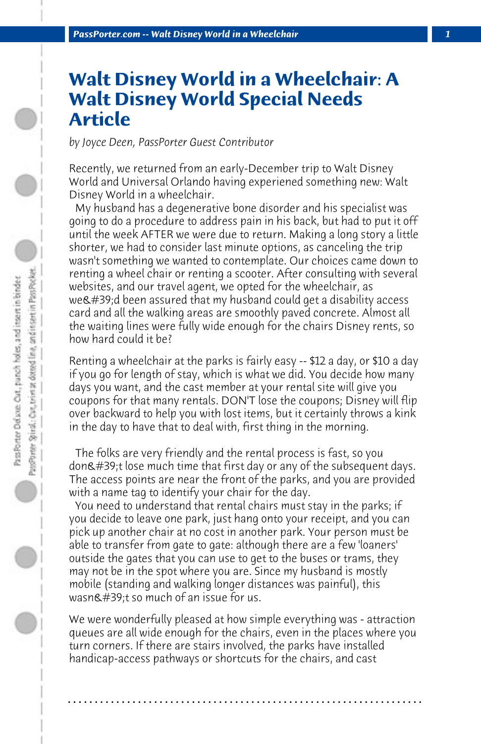# Walt Disney World in a Wheelchair: A Walt Disney World Special Needs Article

*by Joyce Deen, PassPorter Guest Contributor*

Recently, we returned from an early-December trip to Walt Disney World and Universal Orlando having experiened something new: Walt Disney World in a wheelchair.

My husband has a degenerative bone disorder and his specialist was going to do a procedure to address pain in his back, but had to put it off until the week AFTER we were due to return. Making a long story a little shorter, we had to consider last minute options, as canceling the trip wasn't something we wanted to contemplate. Our choices came down to renting a wheel chair or renting a scooter. After consulting with several websites, and our travel agent, we opted for the wheelchair, as we&#39;d been assured that my husband could get a disability access card and all the walking areas are smoothly paved concrete. Almost all the waiting lines were fully wide enough for the chairs Disney rents, so how hard could it be?

Renting a wheelchair at the parks is fairly easy -- $12 a day, or $10 a day if you go for length of stay, which is what we did. You decide how many days you want, and the cast member at your rental site will give you coupons for that many rentals. DON'T lose the coupons; Disney will flip over backward to help you with lost items, but it certainly throws a kink in the day to have that to deal with, first thing in the morning.

The folks are very friendly and the rental process is fast, so you don&#39;t lose much time that first day or any of the subsequent days. The access points are near the front of the parks, and you are provided with a name tag to identify your chair for the day.

You need to understand that rental chairs must stay in the parks; if you decide to leave one park, just hang onto your receipt, and you can pick up another chair at no cost in another park. Your person must be able to transfer from gate to gate: although there are a few 'loaners' outside the gates that you can use to get to the buses or trams, they may not be in the spot where you are. Since my husband is mostly mobile (standing and walking longer distances was painful), this wasn&#39;t so much of an issue for us.

We were wonderfully pleased at how simple everything was - attraction queues are all wide enough for the chairs, even in the places where you turn corners. If there are stairs involved, the parks have installed handicap-access pathways or shortcuts for the chairs, and cast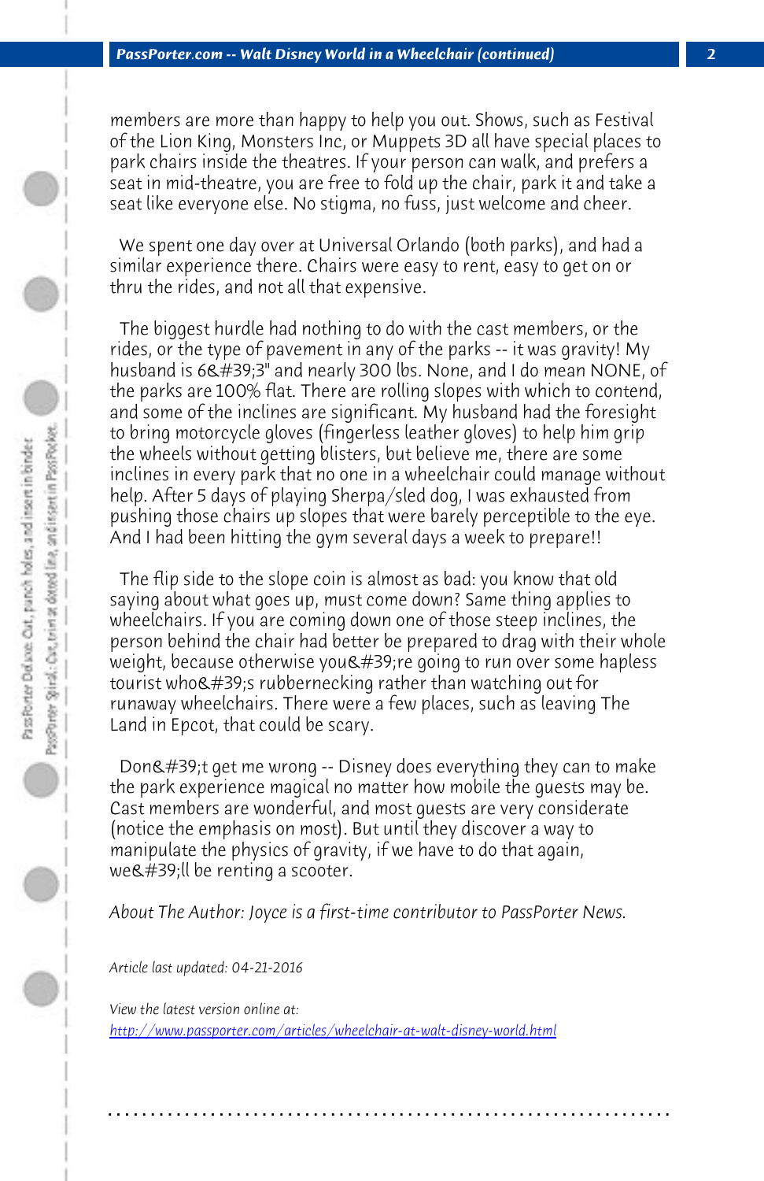members are more than happy to help you out. Shows, such as Festival of the Lion King, Monsters Inc, or Muppets 3D all have special places to park chairs inside the theatres. If your person can walk, and prefers a seat in mid-theatre, you are free to fold up the chair, park it and take a seat like everyone else. No stigma, no fuss, just welcome and cheer.

We spent one day over at Universal Orlando (both parks), and had a similar experience there. Chairs were easy to rent, easy to get on or thru the rides, and not all that expensive.

The biggest hurdle had nothing to do with the cast members, or the rides, or the type of pavement in any of the parks -- it was gravity! My husband is 6&#39;3" and nearly 300 lbs. None, and I do mean NONE, of the parks are 100% flat. There are rolling slopes with which to contend, and some of the inclines are significant. My husband had the foresight to bring motorcycle gloves (fingerless leather gloves) to help him grip the wheels without getting blisters, but believe me, there are some inclines in every park that no one in a wheelchair could manage without help. After 5 days of playing Sherpa/sled dog, I was exhausted from pushing those chairs up slopes that were barely perceptible to the eye. And I had been hitting the gym several days a week to prepare!!

The flip side to the slope coin is almost as bad: you know that old saying about what goes up, must come down? Same thing applies to wheelchairs. If you are coming down one of those steep inclines, the person behind the chair had better be prepared to drag with their whole weight, because otherwise you&#39;re going to run over some hapless tourist who&#39;s rubbernecking rather than watching out for runaway wheelchairs. There were a few places, such as leaving The Land in Epcot, that could be scary.

Don&#39;t get me wrong -- Disney does everything they can to make the park experience magical no matter how mobile the guests may be. Cast members are wonderful, and most guests are very considerate (notice the emphasis on most). But until they discover a way to manipulate the physics of gravity, if we have to do that again, we&#39;ll be renting a scooter.

*About The Author: Joyce is a first-time contributor to PassPorter News.*

*Article last updated: 04-21-2016*

*View the latest version online at:*
[http://www.passporter.com/articles/wheelchair-at-walt-disney-world.html](http://www.passporter.com/articles/wheelchair-at-walt-disney-world.html)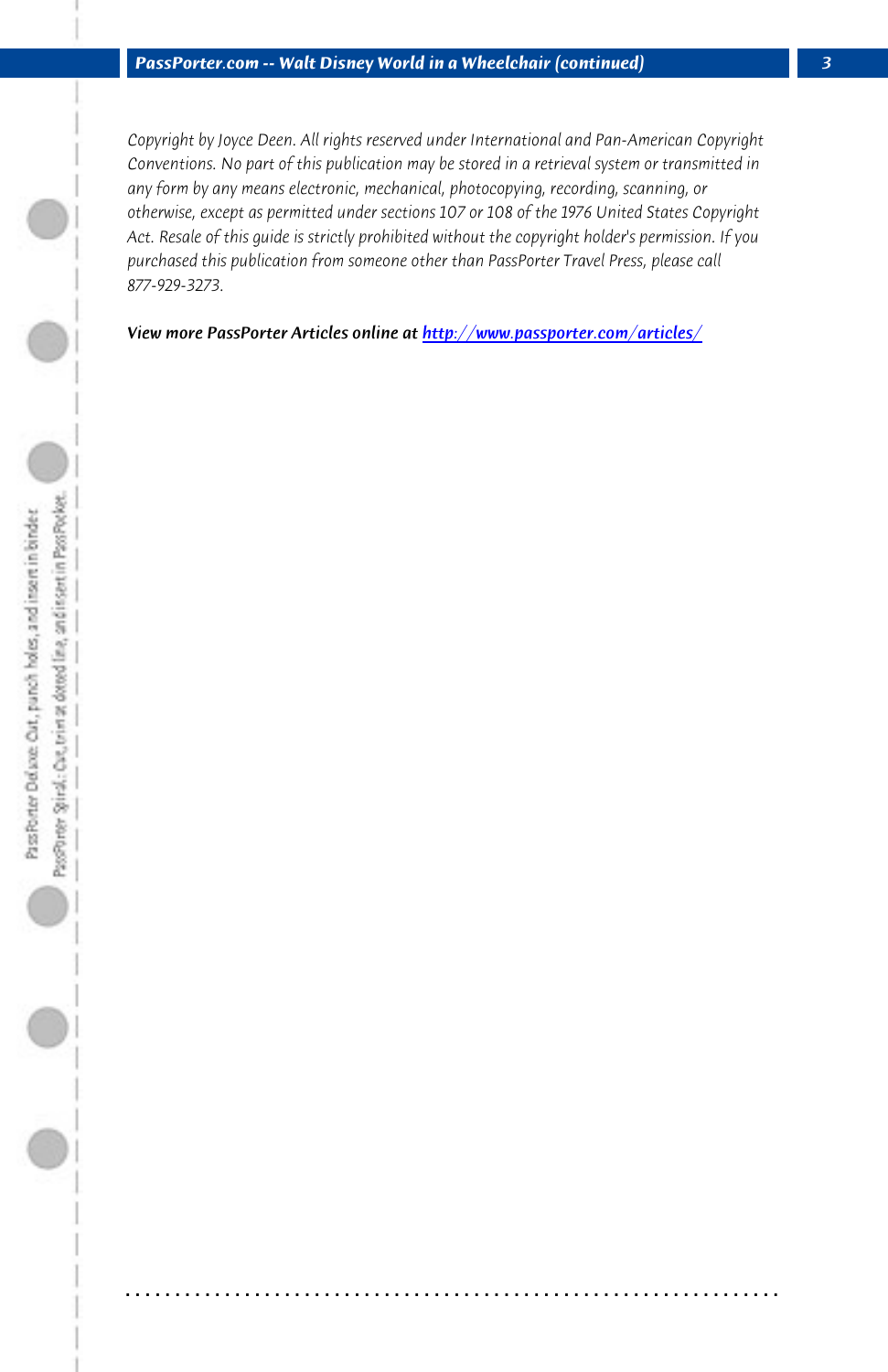*Copyright by Joyce Deen. All rights reserved under International and Pan-American Copyright Conventions. No part of this publication may be stored in a retrieval system or transmitted in any form by any means electronic, mechanical, photocopying, recording, scanning, or otherwise, except as permitted under sections 107 or 108 of the 1976 United States Copyright Act. Resale of this guide is strictly prohibited without the copyright holder's permission. If you purchased this publication from someone other than PassPorter Travel Press, please call 877-929-3273.*

***View more PassPorter Articles online at http://www.passporter.com/articles/***